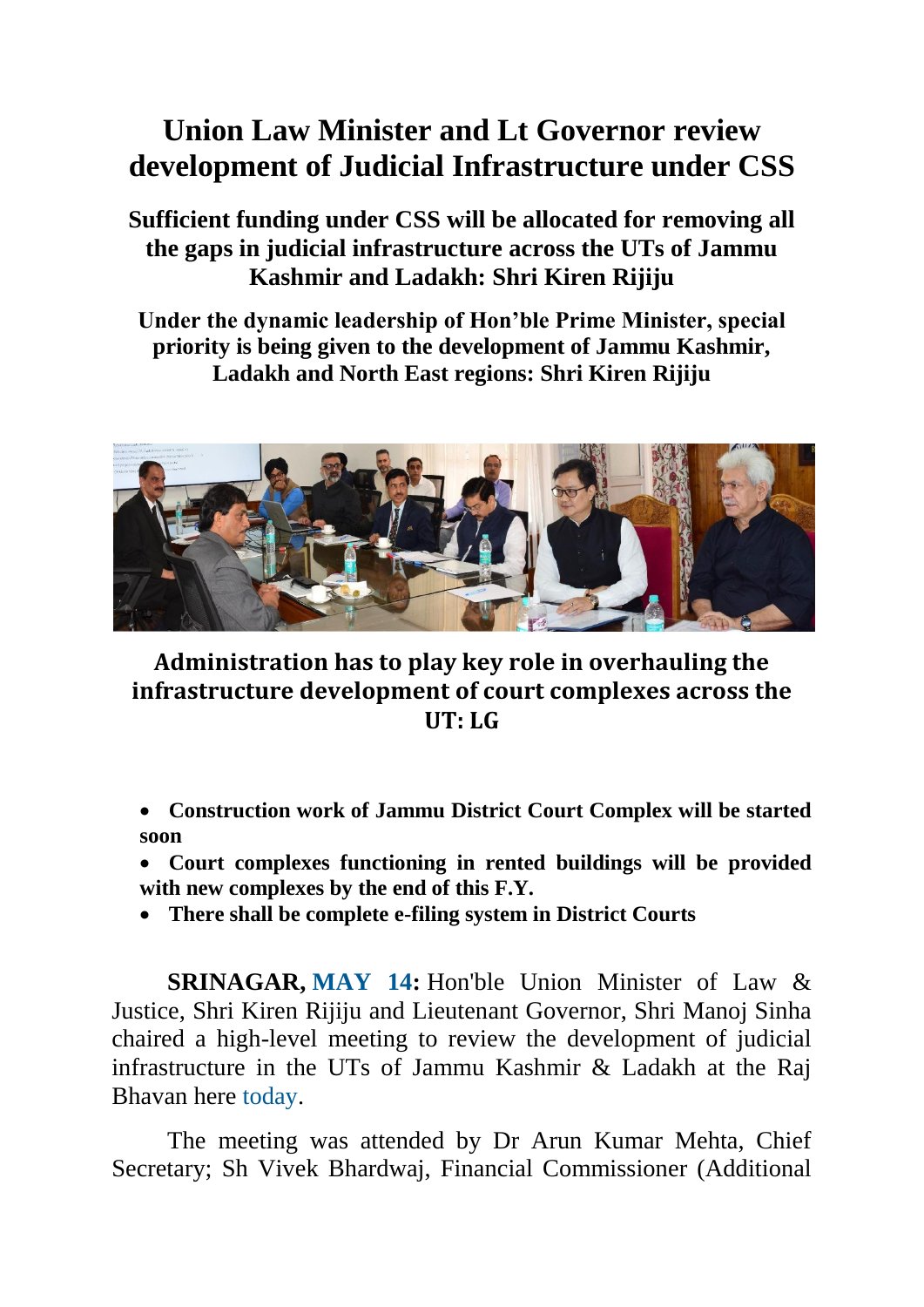# Union Law Minister and Lt Governor review development of Judicial Infrastructure under CSS

### Sufficient funding under CSS will be allocated for removing all the gaps in judicial infrastructure across the UTs of Jammu Kashmir and Ladakh: Shri Kiren Rijiju

### Under the dynamic leadership of Hon'ble Prime Minister, special priority is being given to the development of Jammu Kashmir, Ladakh and North East regions: Shri Kiren Rijiju

### Administration has to play key role in overhauling the infrastructure development of court complexes across the UT: LG

- **Construction work of Jammu District Court Complex will be started soon**
- **Court complexes functioning in rented buildings will be provided with new complexes by the end of this F.Y.**
- **There shall be complete e-filing system in District Courts**

**SRINAGAR, MAY 14:** Hon'ble Union Minister of Law & Justice, Shri Kiren Rijiju and Lieutenant Governor, Shri Manoj Sinha chaired a high-level meeting to review the development of judicial infrastructure in the UTs of Jammu Kashmir & Ladakh at the Raj Bhavan here today.

The meeting was attended by Dr Arun Kumar Mehta, Chief Secretary; Sh Vivek Bhardwaj, Financial Commissioner (Additional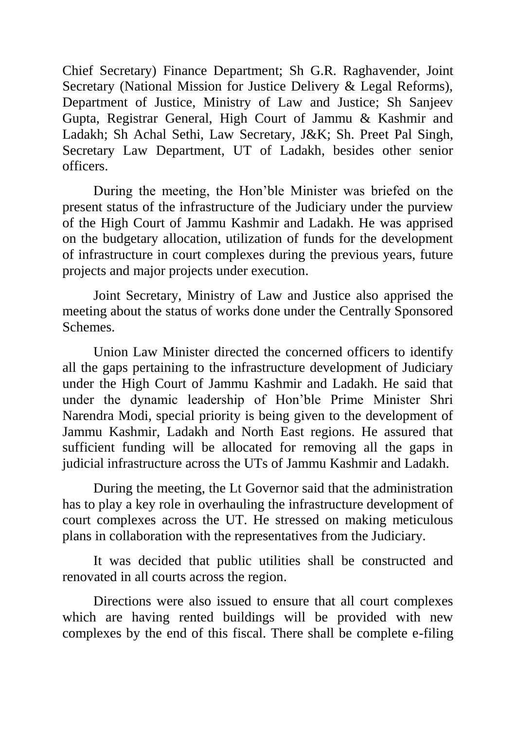Chief Secretary) Finance Department; Sh G.R. Raghavender, Joint Secretary (National Mission for Justice Delivery & Legal Reforms), Department of Justice, Ministry of Law and Justice; Sh Sanjeev Gupta, Registrar General, High Court of Jammu & Kashmir and Ladakh; Sh Achal Sethi, Law Secretary, J&K; Sh. Preet Pal Singh, Secretary Law Department, UT of Ladakh, besides other senior officers.

During the meeting, the Hon'ble Minister was briefed on the present status of the infrastructure of the Judiciary under the purview of the High Court of Jammu Kashmir and Ladakh. He was apprised on the budgetary allocation, utilization of funds for the development of infrastructure in court complexes during the previous years, future projects and major projects under execution.

Joint Secretary, Ministry of Law and Justice also apprised the meeting about the status of works done under the Centrally Sponsored Schemes.

Union Law Minister directed the concerned officers to identify all the gaps pertaining to the infrastructure development of Judiciary under the High Court of Jammu Kashmir and Ladakh. He said that under the dynamic leadership of Hon'ble Prime Minister Shri Narendra Modi, special priority is being given to the development of Jammu Kashmir, Ladakh and North East regions. He assured that sufficient funding will be allocated for removing all the gaps in judicial infrastructure across the UTs of Jammu Kashmir and Ladakh.

During the meeting, the Lt Governor said that the administration has to play a key role in overhauling the infrastructure development of court complexes across the UT. He stressed on making meticulous plans in collaboration with the representatives from the Judiciary.

It was decided that public utilities shall be constructed and renovated in all courts across the region.

Directions were also issued to ensure that all court complexes which are having rented buildings will be provided with new complexes by the end of this fiscal. There shall be complete e-filing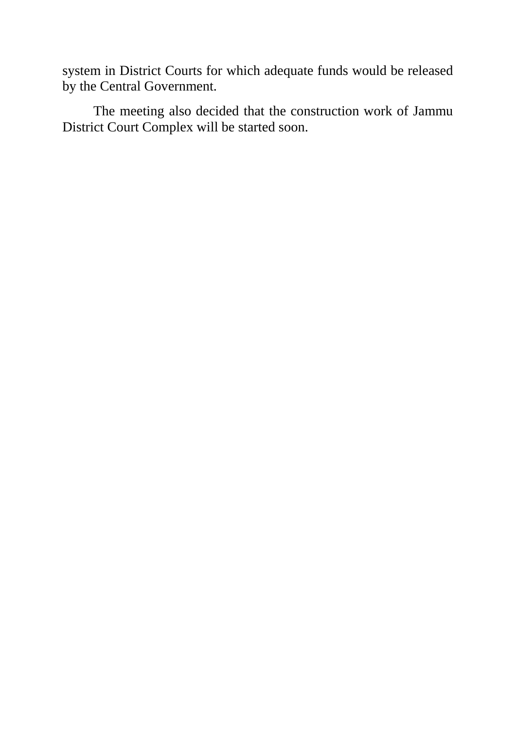system in District Courts for which adequate funds would be released by the Central Government.

The meeting also decided that the construction work of Jammu District Court Complex will be started soon.